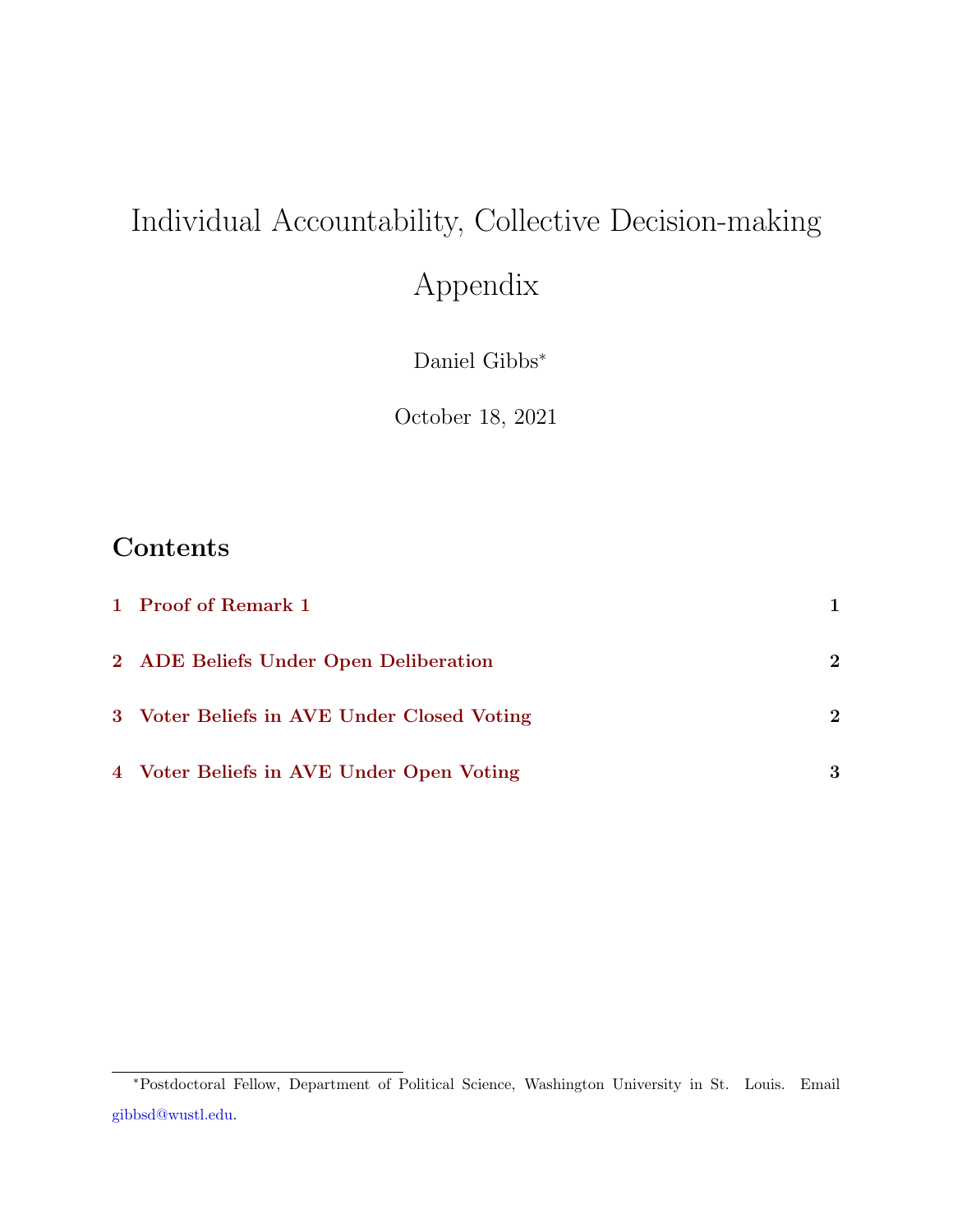# Individual Accountability, Collective Decision-making Appendix

Daniel Gibbs*

October 18, 2021

## Contents

1 Proof of Remark 1 — 1

2 ADE Beliefs Under Open Deliberation — 2

3 Voter Beliefs in AVE Under Closed Voting — 2

4 Voter Beliefs in AVE Under Open Voting — 3

---

*Postdoctoral Fellow, Department of Political Science, Washington University in St. Louis. Email gibbsd@wustl.edu.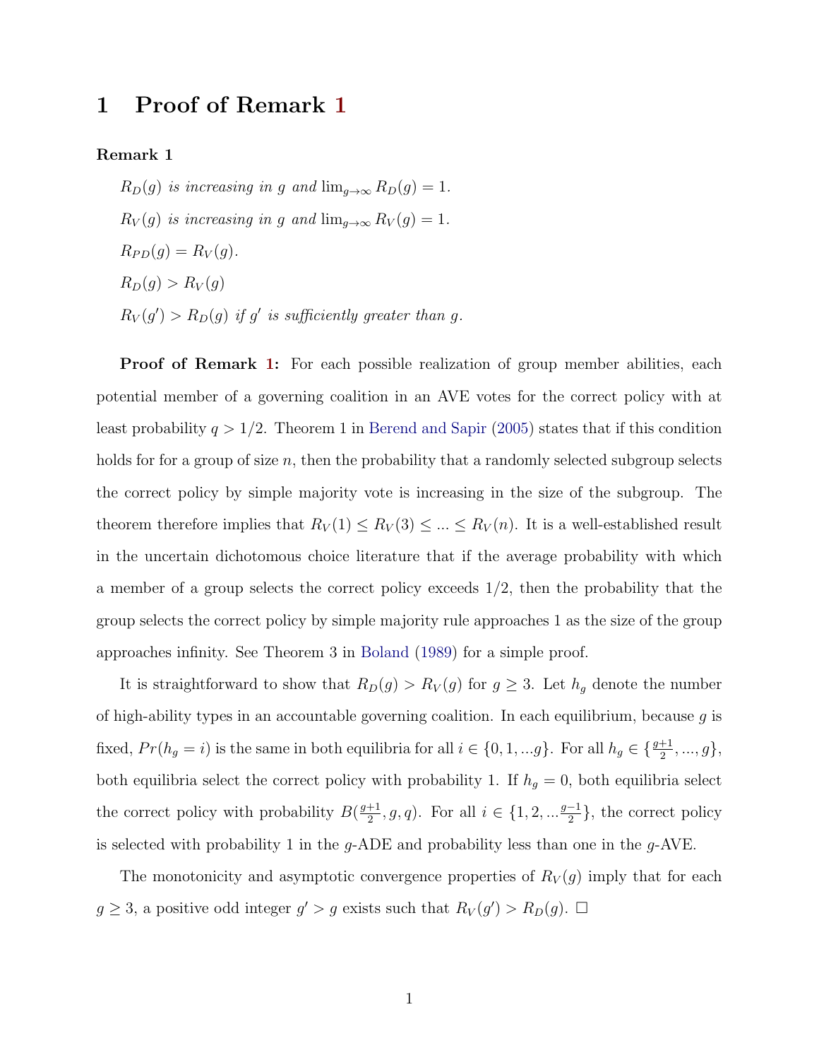# 1 Proof of Remark 1

**Remark 1**

*$R_D(g)$ is increasing in $g$ and $\lim_{g\to\infty} R_D(g) = 1$.*

*$R_V(g)$ is increasing in $g$ and $\lim_{g\to\infty} R_V(g) = 1$.*

*$R_{PD}(g) = R_V(g)$.*

*$R_D(g) > R_V(g)$*

*$R_V(g') > R_D(g)$ if $g'$ is sufficiently greater than $g$.*

**Proof of Remark 1:** For each possible realization of group member abilities, each potential member of a governing coalition in an AVE votes for the correct policy with at least probability $q > 1/2$. Theorem 1 in Berend and Sapir (2005) states that if this condition holds for for a group of size $n$, then the probability that a randomly selected subgroup selects the correct policy by simple majority vote is increasing in the size of the subgroup. The theorem therefore implies that $R_V(1) \leq R_V(3) \leq ... \leq R_V(n)$. It is a well-established result in the uncertain dichotomous choice literature that if the average probability with which a member of a group selects the correct policy exceeds 1/2, then the probability that the group selects the correct policy by simple majority rule approaches 1 as the size of the group approaches infinity. See Theorem 3 in Boland (1989) for a simple proof.

It is straightforward to show that $R_D(g) > R_V(g)$ for $g \geq 3$. Let $h_g$ denote the number of high-ability types in an accountable governing coalition. In each equilibrium, because $g$ is fixed, $Pr(h_g = i)$ is the same in both equilibria for all $i \in \{0, 1, ...g\}$. For all $h_g \in \{\frac{g+1}{2}, ..., g\}$, both equilibria select the correct policy with probability 1. If $h_g = 0$, both equilibria select the correct policy with probability $B(\frac{g+1}{2}, g, q)$. For all $i \in \{1, 2, ... \frac{g-1}{2}\}$, the correct policy is selected with probability 1 in the $g$-ADE and probability less than one in the $g$-AVE.

The monotonicity and asymptotic convergence properties of $R_V(g)$ imply that for each $g \geq 3$, a positive odd integer $g' > g$ exists such that $R_V(g') > R_D(g)$. $\square$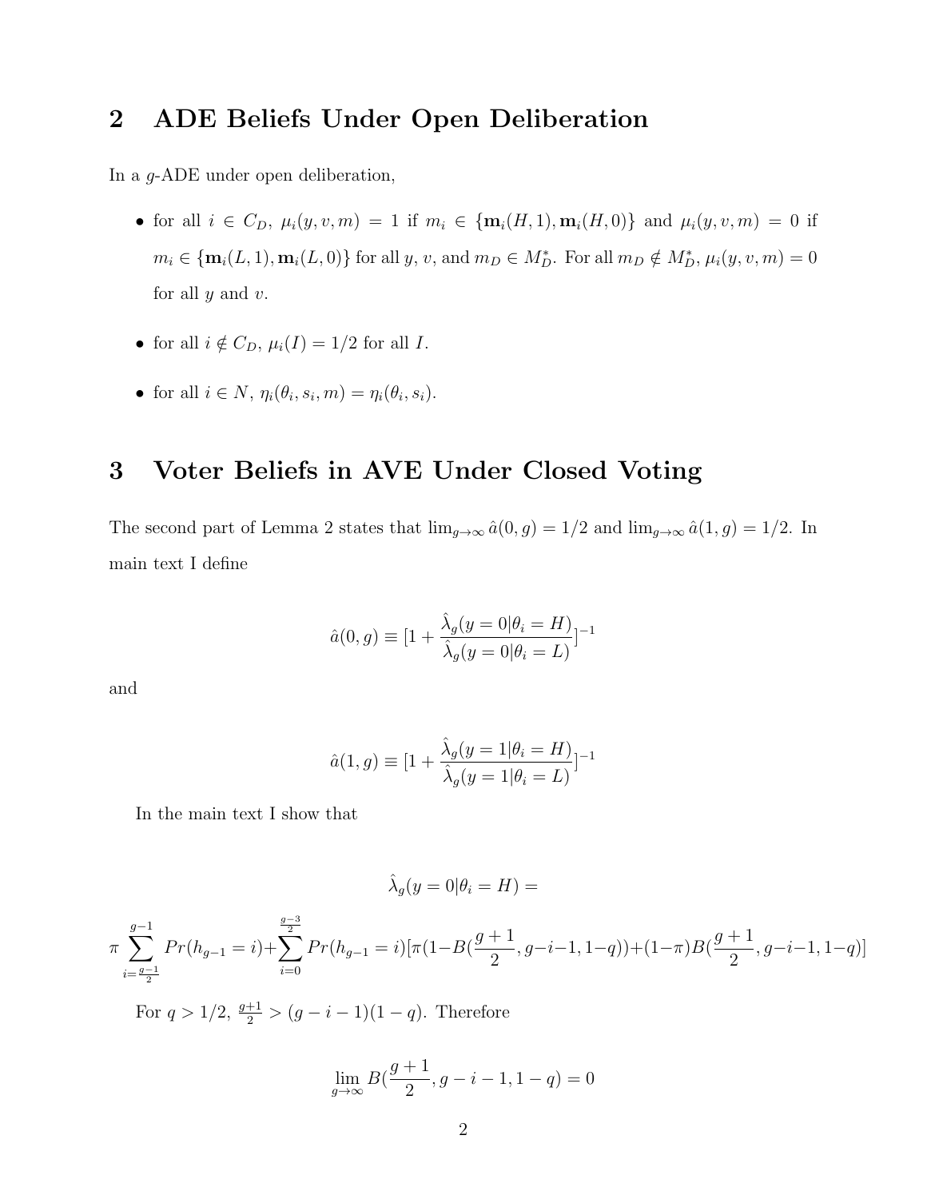## 2 ADE Beliefs Under Open Deliberation

In a $g$-ADE under open deliberation,

- for all $i \in C_D$, $\mu_i(y, v, m) = 1$ if $m_i \in \{\mathbf{m}_i(H, 1), \mathbf{m}_i(H, 0)\}$ and $\mu_i(y, v, m) = 0$ if $m_i \in \{\mathbf{m}_i(L, 1), \mathbf{m}_i(L, 0)\}$ for all $y$, $v$, and $m_D \in M_D^*$. For all $m_D \notin M_D^*$, $\mu_i(y, v, m) = 0$ for all $y$ and $v$.
- for all $i \notin C_D$, $\mu_i(I) = 1/2$ for all $I$.
- for all $i \in N$, $\eta_i(\theta_i, s_i, m) = \eta_i(\theta_i, s_i)$.

## 3 Voter Beliefs in AVE Under Closed Voting

The second part of Lemma 2 states that $\lim_{g \to \infty} \hat{a}(0, g) = 1/2$ and $\lim_{g \to \infty} \hat{a}(1, g) = 1/2$. In main text I define

$$\hat{a}(0, g) \equiv [1 + \frac{\hat{\lambda}_g(y = 0|\theta_i = H)}{\hat{\lambda}_g(y = 0|\theta_i = L)}]^{-1}$$

and

$$\hat{a}(1, g) \equiv [1 + \frac{\hat{\lambda}_g(y = 1|\theta_i = H)}{\hat{\lambda}_g(y = 1|\theta_i = L)}]^{-1}$$

In the main text I show that

$$\hat{\lambda}_g(y = 0|\theta_i = H) =$$

$$\pi \sum_{i=\frac{g-1}{2}}^{g-1} Pr(h_{g-1} = i) + \sum_{i=0}^{\frac{g-3}{2}} Pr(h_{g-1} = i)[\pi(1 - B(\frac{g+1}{2}, g-i-1, 1-q)) + (1-\pi)B(\frac{g+1}{2}, g-i-1, 1-q)]$$

For $q > 1/2$, $\frac{g+1}{2} > (g - i - 1)(1 - q)$. Therefore

$$\lim_{g \to \infty} B(\frac{g+1}{2}, g-i-1, 1-q) = 0$$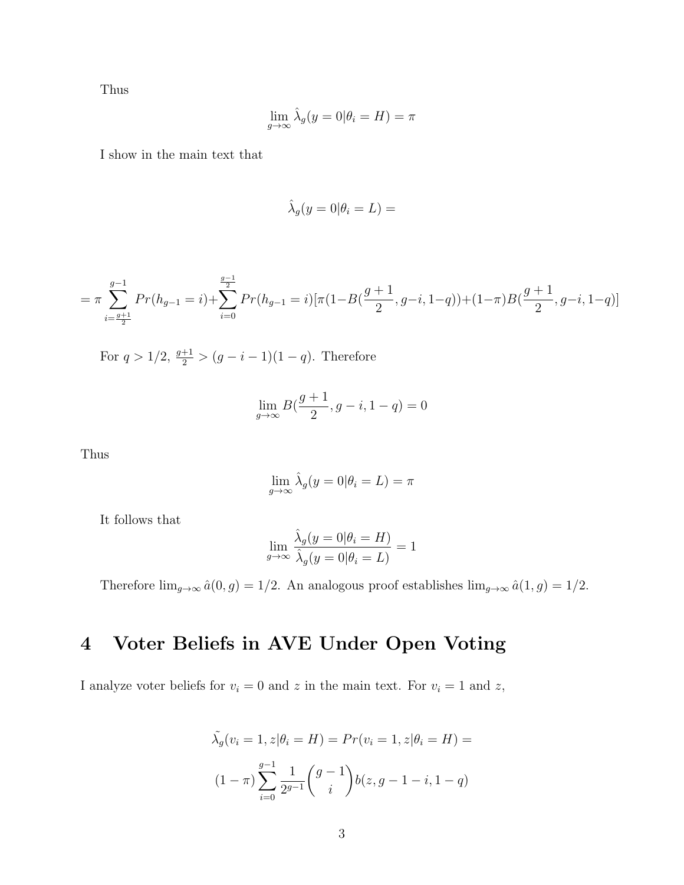Thus

$$\lim_{g \to \infty} \hat{\lambda}_g(y = 0|\theta_i = H) = \pi$$

I show in the main text that

$$\hat{\lambda}_g(y = 0|\theta_i = L) =$$

$$= \pi \sum_{i=\frac{g+1}{2}}^{g-1} Pr(h_{g-1} = i) + \sum_{i=0}^{\frac{g-1}{2}} Pr(h_{g-1} = i)[\pi(1 - B(\frac{g+1}{2}, g-i, 1-q)) + (1-\pi)B(\frac{g+1}{2}, g-i, 1-q)]$$

For $q > 1/2$, $\frac{g+1}{2} > (g - i - 1)(1 - q)$. Therefore

$$\lim_{g \to \infty} B(\frac{g+1}{2}, g-i, 1-q) = 0$$

Thus

$$\lim_{g \to \infty} \hat{\lambda}_g(y = 0|\theta_i = L) = \pi$$

It follows that

$$\lim_{g \to \infty} \frac{\hat{\lambda}_g(y = 0|\theta_i = H)}{\hat{\lambda}_g(y = 0|\theta_i = L)} = 1$$

Therefore $\lim_{g \to \infty} \hat{a}(0, g) = 1/2$. An analogous proof establishes $\lim_{g \to \infty} \hat{a}(1, g) = 1/2$.

# 4 Voter Beliefs in AVE Under Open Voting

I analyze voter beliefs for $v_i = 0$ and $z$ in the main text. For $v_i = 1$ and $z$,

$$\tilde{\lambda_g}(v_i = 1, z|\theta_i = H) = Pr(v_i = 1, z|\theta_i = H) =$$

$$(1-\pi) \sum_{i=0}^{g-1} \frac{1}{2^{g-1}} \binom{g-1}{i} b(z, g-1-i, 1-q)$$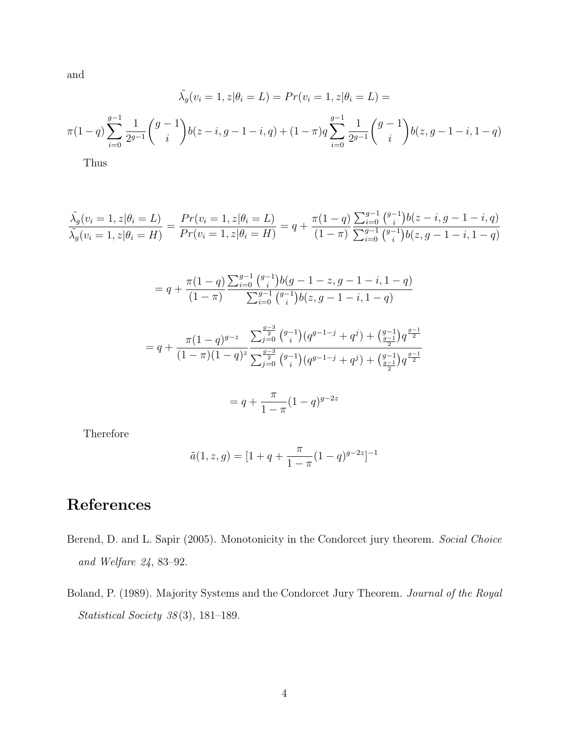and

$$\tilde{\lambda_g}(v_i = 1, z|\theta_i = L) = Pr(v_i = 1, z|\theta_i = L) =$$

$$\pi(1-q)\sum_{i=0}^{g-1}\frac{1}{2^{g-1}}\binom{g-1}{i}b(z-i, g-1-i, q) + (1-\pi)q\sum_{i=0}^{g-1}\frac{1}{2^{g-1}}\binom{g-1}{i}b(z, g-1-i, 1-q)$$

Thus

$$\frac{\tilde{\lambda_g}(v_i = 1, z|\theta_i = L)}{\tilde{\lambda_g}(v_i = 1, z|\theta_i = H)} = \frac{Pr(v_i = 1, z|\theta_i = L)}{Pr(v_i = 1, z|\theta_i = H)} = q + \frac{\pi(1-q)}{(1-\pi)}\frac{\sum_{i=0}^{g-1}\binom{g-1}{i}b(z-i, g-1-i, q)}{\sum_{i=0}^{g-1}\binom{g-1}{i}b(z, g-1-i, 1-q)}$$

$$= q + \frac{\pi(1-q)}{(1-\pi)}\frac{\sum_{i=0}^{g-1}\binom{g-1}{i}b(g-1-z, g-1-i, 1-q)}{\sum_{i=0}^{g-1}\binom{g-1}{i}b(z, g-1-i, 1-q)}$$

$$= q + \frac{\pi(1-q)^{g-z}}{(1-\pi)(1-q)^{z}}\frac{\sum_{j=0}^{\frac{g-3}{2}}\binom{g-1}{i}(q^{g-1-j} + q^{j}) + \binom{g-1}{\frac{g-1}{2}}q^{\frac{g-1}{2}}}{\sum_{j=0}^{\frac{g-3}{2}}\binom{g-1}{i}(q^{g-1-j} + q^{j}) + \binom{g-1}{\frac{g-1}{2}}q^{\frac{g-1}{2}}}$$

$$= q + \frac{\pi}{1-\pi}(1-q)^{g-2z}$$

Therefore

$$\tilde{a}(1, z, g) = [1 + q + \frac{\pi}{1-\pi}(1-q)^{g-2z}]^{-1}$$

# References

Berend, D. and L. Sapir (2005). Monotonicity in the Condorcet jury theorem. *Social Choice and Welfare 24*, 83–92.

Boland, P. (1989). Majority Systems and the Condorcet Jury Theorem. *Journal of the Royal Statistical Society 38*(3), 181–189.